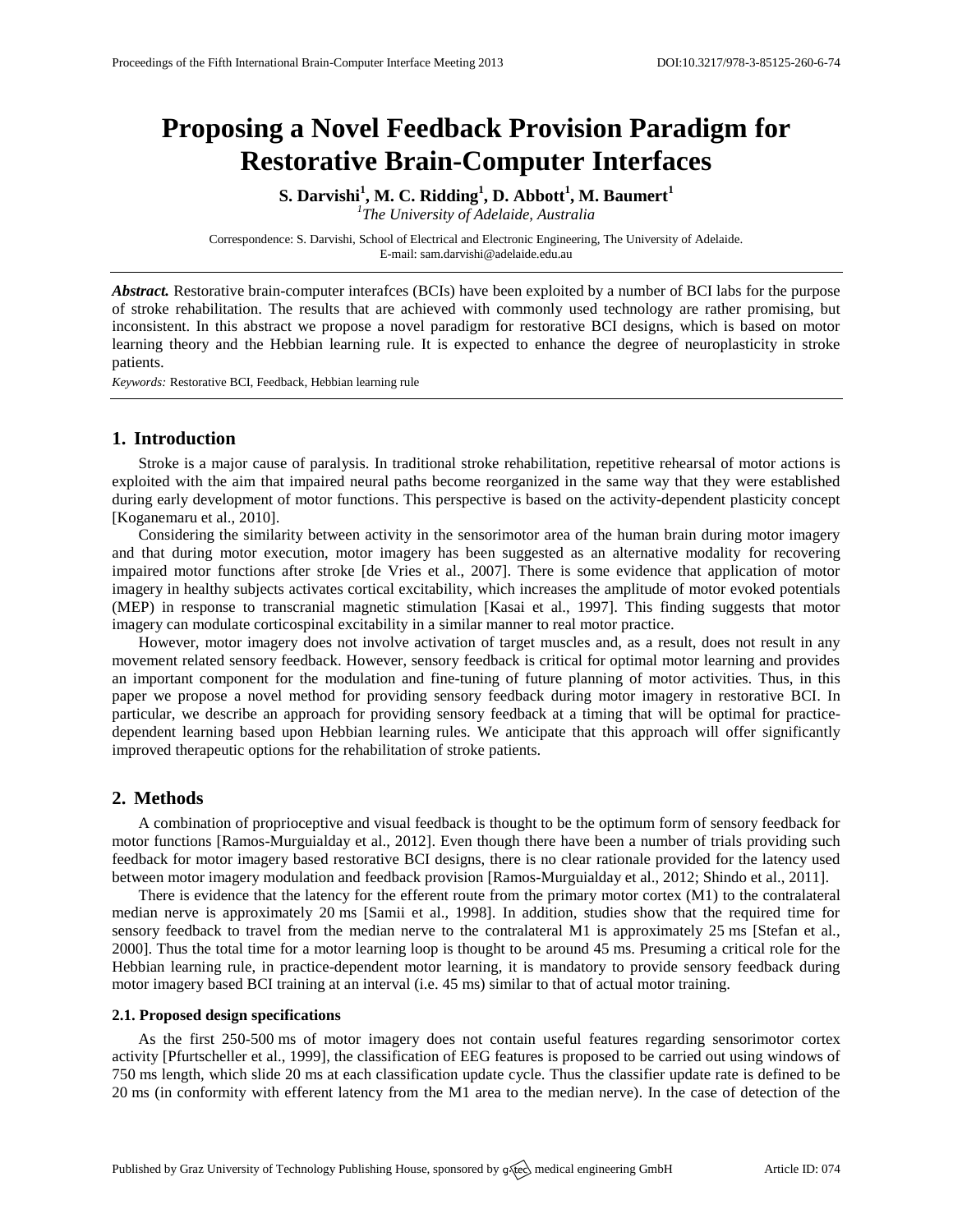# Proposing a Novel Feedback Provision Paradigm for Restorative Brain-Computer Interfaces

**S. Darvishi[1], M. C. Ridding[1], D. Abbott[1], M. Baumert[1]**

[1]*The University of Adelaide, Australia*

Correspondence: S. Darvishi, School of Electrical and Electronic Engineering, The University of Adelaide.
E-mail: sam.darvishi@adelaide.edu.au

***Abstract.*** Restorative brain-computer interafces (BCIs) have been exploited by a number of BCI labs for the purpose of stroke rehabilitation. The results that are achieved with commonly used technology are rather promising, but inconsistent. In this abstract we propose a novel paradigm for restorative BCI designs, which is based on motor learning theory and the Hebbian learning rule. It is expected to enhance the degree of neuroplasticity in stroke patients.

*Keywords:* Restorative BCI, Feedback, Hebbian learning rule

## 1. Introduction

Stroke is a major cause of paralysis. In traditional stroke rehabilitation, repetitive rehearsal of motor actions is exploited with the aim that impaired neural paths become reorganized in the same way that they were established during early development of motor functions. This perspective is based on the activity-dependent plasticity concept [Koganemaru et al., 2010].

Considering the similarity between activity in the sensorimotor area of the human brain during motor imagery and that during motor execution, motor imagery has been suggested as an alternative modality for recovering impaired motor functions after stroke [de Vries et al., 2007]. There is some evidence that application of motor imagery in healthy subjects activates cortical excitability, which increases the amplitude of motor evoked potentials (MEP) in response to transcranial magnetic stimulation [Kasai et al., 1997]. This finding suggests that motor imagery can modulate corticospinal excitability in a similar manner to real motor practice.

However, motor imagery does not involve activation of target muscles and, as a result, does not result in any movement related sensory feedback. However, sensory feedback is critical for optimal motor learning and provides an important component for the modulation and fine-tuning of future planning of motor activities. Thus, in this paper we propose a novel method for providing sensory feedback during motor imagery in restorative BCI. In particular, we describe an approach for providing sensory feedback at a timing that will be optimal for practice-dependent learning based upon Hebbian learning rules. We anticipate that this approach will offer significantly improved therapeutic options for the rehabilitation of stroke patients.

## 2. Methods

A combination of proprioceptive and visual feedback is thought to be the optimum form of sensory feedback for motor functions [Ramos-Murguialday et al., 2012]. Even though there have been a number of trials providing such feedback for motor imagery based restorative BCI designs, there is no clear rationale provided for the latency used between motor imagery modulation and feedback provision [Ramos-Murguialday et al., 2012; Shindo et al., 2011].

There is evidence that the latency for the efferent route from the primary motor cortex (M1) to the contralateral median nerve is approximately 20 ms [Samii et al., 1998]. In addition, studies show that the required time for sensory feedback to travel from the median nerve to the contralateral M1 is approximately 25 ms [Stefan et al., 2000]. Thus the total time for a motor learning loop is thought to be around 45 ms. Presuming a critical role for the Hebbian learning rule, in practice-dependent motor learning, it is mandatory to provide sensory feedback during motor imagery based BCI training at an interval (i.e. 45 ms) similar to that of actual motor training.

### 2.1. Proposed design specifications

As the first 250-500 ms of motor imagery does not contain useful features regarding sensorimotor cortex activity [Pfurtscheller et al., 1999], the classification of EEG features is proposed to be carried out using windows of 750 ms length, which slide 20 ms at each classification update cycle. Thus the classifier update rate is defined to be 20 ms (in conformity with efferent latency from the M1 area to the median nerve). In the case of detection of the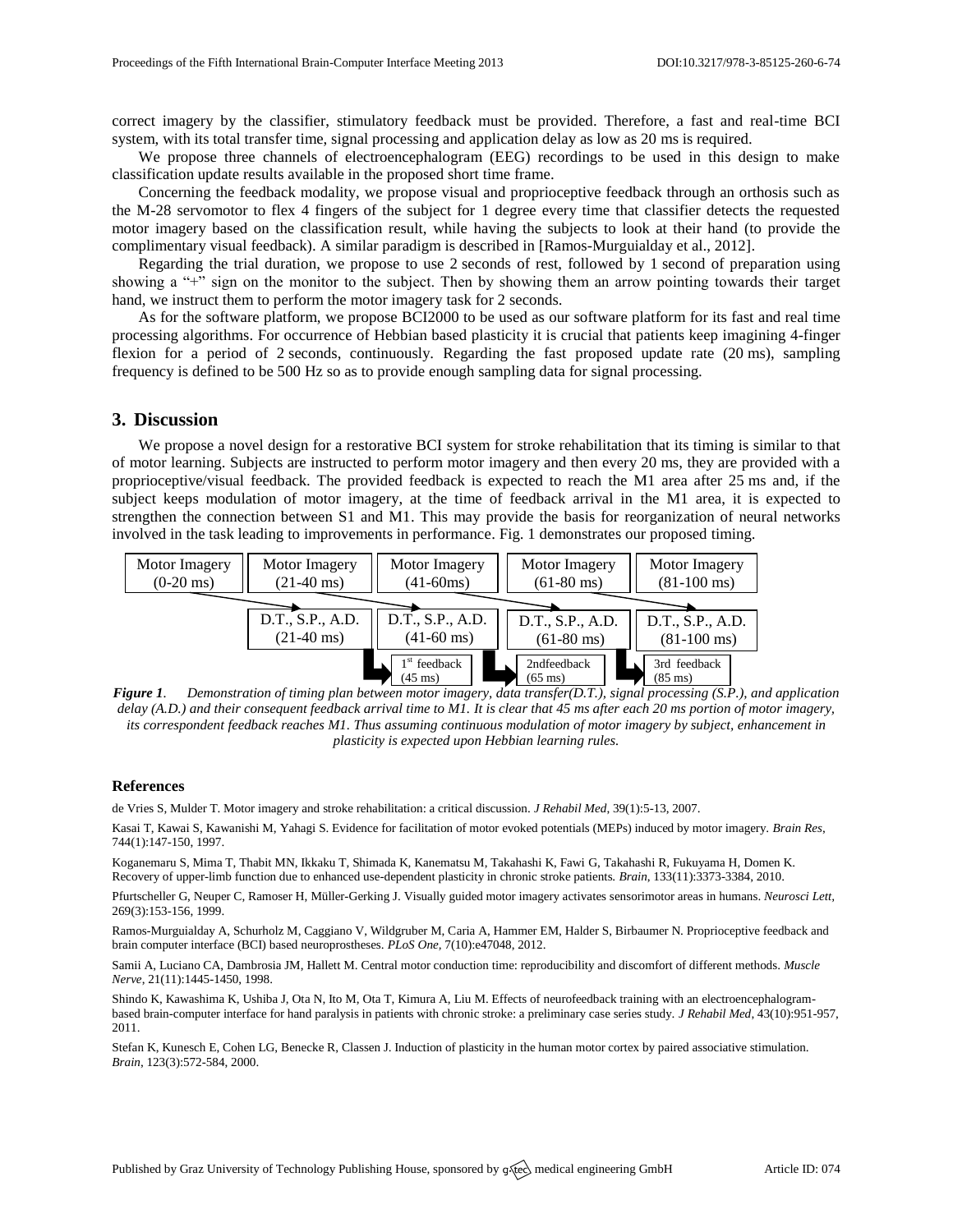correct imagery by the classifier, stimulatory feedback must be provided. Therefore, a fast and real-time BCI system, with its total transfer time, signal processing and application delay as low as 20 ms is required.

We propose three channels of electroencephalogram (EEG) recordings to be used in this design to make classification update results available in the proposed short time frame.

Concerning the feedback modality, we propose visual and proprioceptive feedback through an orthosis such as the M-28 servomotor to flex 4 fingers of the subject for 1 degree every time that classifier detects the requested motor imagery based on the classification result, while having the subjects to look at their hand (to provide the complimentary visual feedback). A similar paradigm is described in [Ramos-Murguialday et al., 2012].

Regarding the trial duration, we propose to use 2 seconds of rest, followed by 1 second of preparation using showing a "+" sign on the monitor to the subject. Then by showing them an arrow pointing towards their target hand, we instruct them to perform the motor imagery task for 2 seconds.

As for the software platform, we propose BCI2000 to be used as our software platform for its fast and real time processing algorithms. For occurrence of Hebbian based plasticity it is crucial that patients keep imagining 4-finger flexion for a period of 2 seconds, continuously. Regarding the fast proposed update rate (20 ms), sampling frequency is defined to be 500 Hz so as to provide enough sampling data for signal processing.

## 3. Discussion

We propose a novel design for a restorative BCI system for stroke rehabilitation that its timing is similar to that of motor learning. Subjects are instructed to perform motor imagery and then every 20 ms, they are provided with a proprioceptive/visual feedback. The provided feedback is expected to reach the M1 area after 25 ms and, if the subject keeps modulation of motor imagery, at the time of feedback arrival in the M1 area, it is expected to strengthen the connection between S1 and M1. This may provide the basis for reorganization of neural networks involved in the task leading to improvements in performance. Fig. 1 demonstrates our proposed timing.

Motor Imagery (0-20 ms)
Motor Imagery (21-40 ms)
Motor Imagery (41-60ms)
Motor Imagery (61-80 ms)
Motor Imagery (81-100 ms)

D.T., S.P., A.D. (21-40 ms)
D.T., S.P., A.D. (41-60 ms)
D.T., S.P., A.D. (61-80 ms)
D.T., S.P., A.D. (81-100 ms)

1st feedback (45 ms)
2ndfeedback (65 ms)
3rd feedback (85 ms)

***Figure 1**. Demonstration of timing plan between motor imagery, data transfer(D.T.), signal processing (S.P.), and application delay (A.D.) and their consequent feedback arrival time to M1. It is clear that 45 ms after each 20 ms portion of motor imagery, its correspondent feedback reaches M1. Thus assuming continuous modulation of motor imagery by subject, enhancement in plasticity is expected upon Hebbian learning rules.*

### References

de Vries S, Mulder T. Motor imagery and stroke rehabilitation: a critical discussion. *J Rehabil Med*, 39(1):5-13, 2007.

Kasai T, Kawai S, Kawanishi M, Yahagi S. Evidence for facilitation of motor evoked potentials (MEPs) induced by motor imagery. *Brain Res*, 744(1):147-150, 1997.

Koganemaru S, Mima T, Thabit MN, Ikkaku T, Shimada K, Kanematsu M, Takahashi K, Fawi G, Takahashi R, Fukuyama H, Domen K. Recovery of upper-limb function due to enhanced use-dependent plasticity in chronic stroke patients. *Brain*, 133(11):3373-3384, 2010.

Pfurtscheller G, Neuper C, Ramoser H, Müller-Gerking J. Visually guided motor imagery activates sensorimotor areas in humans. *Neurosci Lett*, 269(3):153-156, 1999.

Ramos-Murguialday A, Schurholz M, Caggiano V, Wildgruber M, Caria A, Hammer EM, Halder S, Birbaumer N. Proprioceptive feedback and brain computer interface (BCI) based neuroprostheses. *PLoS One*, 7(10):e47048, 2012.

Samii A, Luciano CA, Dambrosia JM, Hallett M. Central motor conduction time: reproducibility and discomfort of different methods. *Muscle Nerve*, 21(11):1445-1450, 1998.

Shindo K, Kawashima K, Ushiba J, Ota N, Ito M, Ota T, Kimura A, Liu M. Effects of neurofeedback training with an electroencephalogram-based brain-computer interface for hand paralysis in patients with chronic stroke: a preliminary case series study. *J Rehabil Med*, 43(10):951-957, 2011.

Stefan K, Kunesch E, Cohen LG, Benecke R, Classen J. Induction of plasticity in the human motor cortex by paired associative stimulation. *Brain*, 123(3):572-584, 2000.